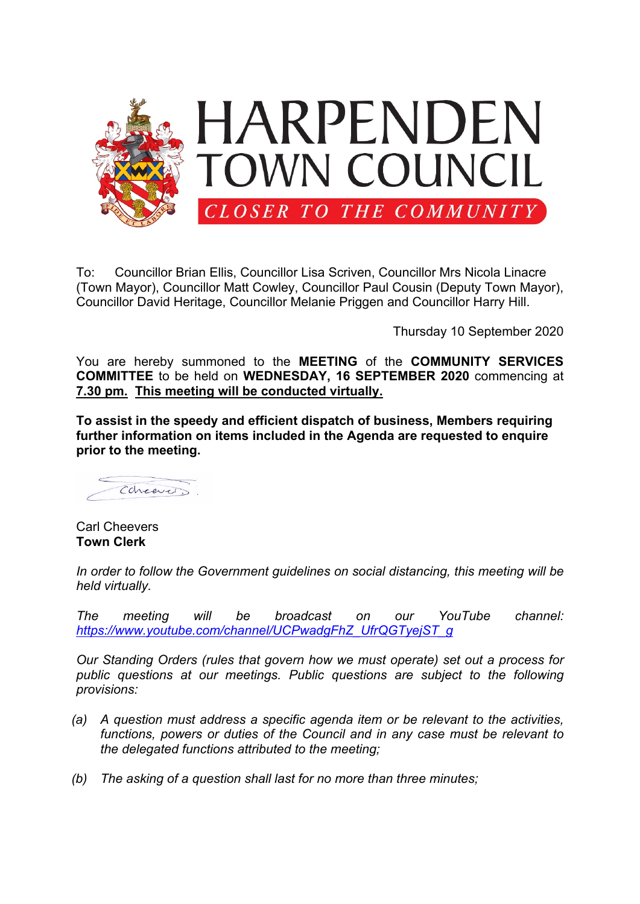# HARPENDEN TOWN COUNCIL

*CLOSER TO THE COMMUNITY*

To: Councillor Brian Ellis, Councillor Lisa Scriven, Councillor Mrs Nicola Linacre (Town Mayor), Councillor Matt Cowley, Councillor Paul Cousin (Deputy Town Mayor), Councillor David Heritage, Councillor Melanie Priggen and Councillor Harry Hill.

Thursday 10 September 2020

You are hereby summoned to the **MEETING** of the **COMMUNITY SERVICES COMMITTEE** to be held on **WEDNESDAY, 16 SEPTEMBER 2020** commencing at **7.30 pm.** **This meeting will be conducted virtually.**

**To assist in the speedy and efficient dispatch of business, Members requiring further information on items included in the Agenda are requested to enquire prior to the meeting.**

Carl Cheevers
**Town Clerk**

*In order to follow the Government guidelines on social distancing, this meeting will be held virtually.*

*The meeting will be broadcast on our YouTube channel: https://www.youtube.com/channel/UCPwadgFhZ_UfrQGTyejST_g*

*Our Standing Orders (rules that govern how we must operate) set out a process for public questions at our meetings. Public questions are subject to the following provisions:*

*(a) A question must address a specific agenda item or be relevant to the activities, functions, powers or duties of the Council and in any case must be relevant to the delegated functions attributed to the meeting;*

*(b) The asking of a question shall last for no more than three minutes;*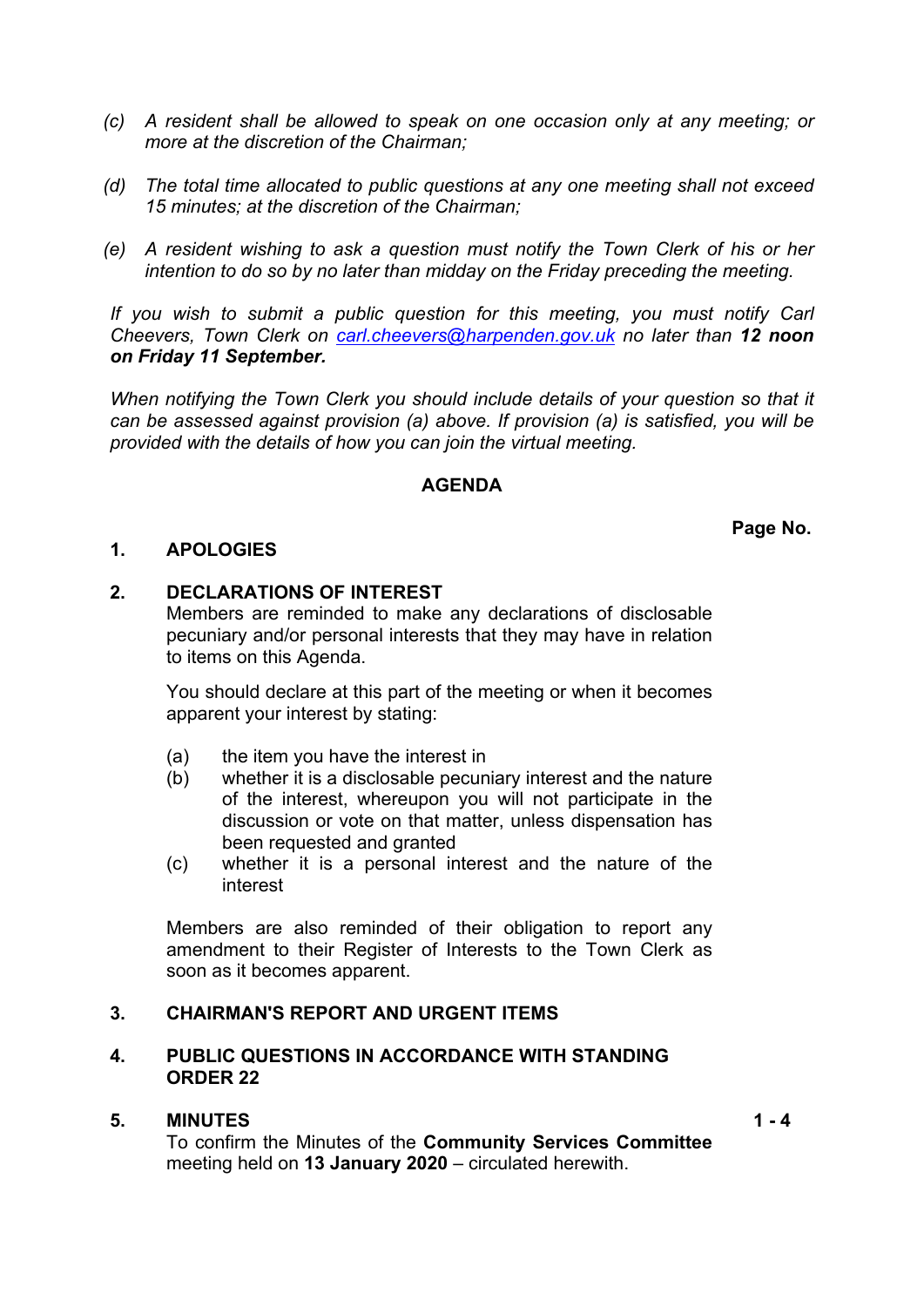*(c) A resident shall be allowed to speak on one occasion only at any meeting; or more at the discretion of the Chairman;*

*(d) The total time allocated to public questions at any one meeting shall not exceed 15 minutes; at the discretion of the Chairman;*

*(e) A resident wishing to ask a question must notify the Town Clerk of his or her intention to do so by no later than midday on the Friday preceding the meeting.*

*If you wish to submit a public question for this meeting, you must notify Carl Cheevers, Town Clerk on carl.cheevers@harpenden.gov.uk no later than **12 noon on Friday 11 September.***

*When notifying the Town Clerk you should include details of your question so that it can be assessed against provision (a) above. If provision (a) is satisfied, you will be provided with the details of how you can join the virtual meeting.*

## AGENDA

**Page No.**

**1. APOLOGIES**

**2. DECLARATIONS OF INTEREST**

Members are reminded to make any declarations of disclosable pecuniary and/or personal interests that they may have in relation to items on this Agenda.

You should declare at this part of the meeting or when it becomes apparent your interest by stating:

(a) the item you have the interest in
(b) whether it is a disclosable pecuniary interest and the nature of the interest, whereupon you will not participate in the discussion or vote on that matter, unless dispensation has been requested and granted
(c) whether it is a personal interest and the nature of the interest

Members are also reminded of their obligation to report any amendment to their Register of Interests to the Town Clerk as soon as it becomes apparent.

**3. CHAIRMAN'S REPORT AND URGENT ITEMS**

**4. PUBLIC QUESTIONS IN ACCORDANCE WITH STANDING ORDER 22**

**5. MINUTES** **1 - 4**

To confirm the Minutes of the **Community Services Committee** meeting held on **13 January 2020** – circulated herewith.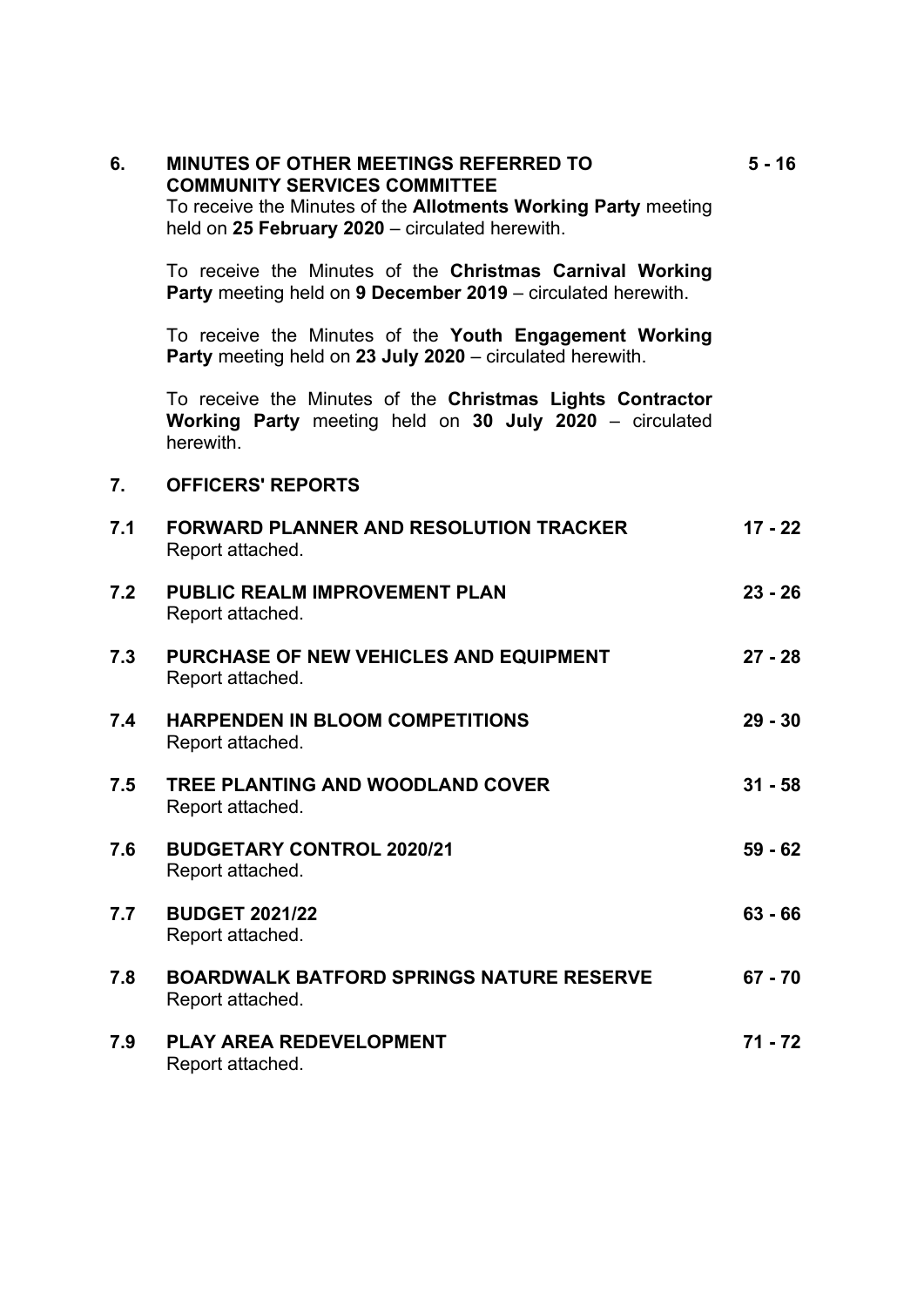**6. MINUTES OF OTHER MEETINGS REFERRED TO COMMUNITY SERVICES COMMITTEE** **5 - 16**

To receive the Minutes of the **Allotments Working Party** meeting held on **25 February 2020** – circulated herewith.

To receive the Minutes of the **Christmas Carnival Working Party** meeting held on **9 December 2019** – circulated herewith.

To receive the Minutes of the **Youth Engagement Working Party** meeting held on **23 July 2020** – circulated herewith.

To receive the Minutes of the **Christmas Lights Contractor Working Party** meeting held on **30 July 2020** – circulated herewith.

**7. OFFICERS' REPORTS**

**7.1 FORWARD PLANNER AND RESOLUTION TRACKER** **17 - 22**
Report attached.

**7.2 PUBLIC REALM IMPROVEMENT PLAN** **23 - 26**
Report attached.

**7.3 PURCHASE OF NEW VEHICLES AND EQUIPMENT** **27 - 28**
Report attached.

**7.4 HARPENDEN IN BLOOM COMPETITIONS** **29 - 30**
Report attached.

**7.5 TREE PLANTING AND WOODLAND COVER** **31 - 58**
Report attached.

**7.6 BUDGETARY CONTROL 2020/21** **59 - 62**
Report attached.

**7.7 BUDGET 2021/22** **63 - 66**
Report attached.

**7.8 BOARDWALK BATFORD SPRINGS NATURE RESERVE** **67 - 70**
Report attached.

**7.9 PLAY AREA REDEVELOPMENT** **71 - 72**
Report attached.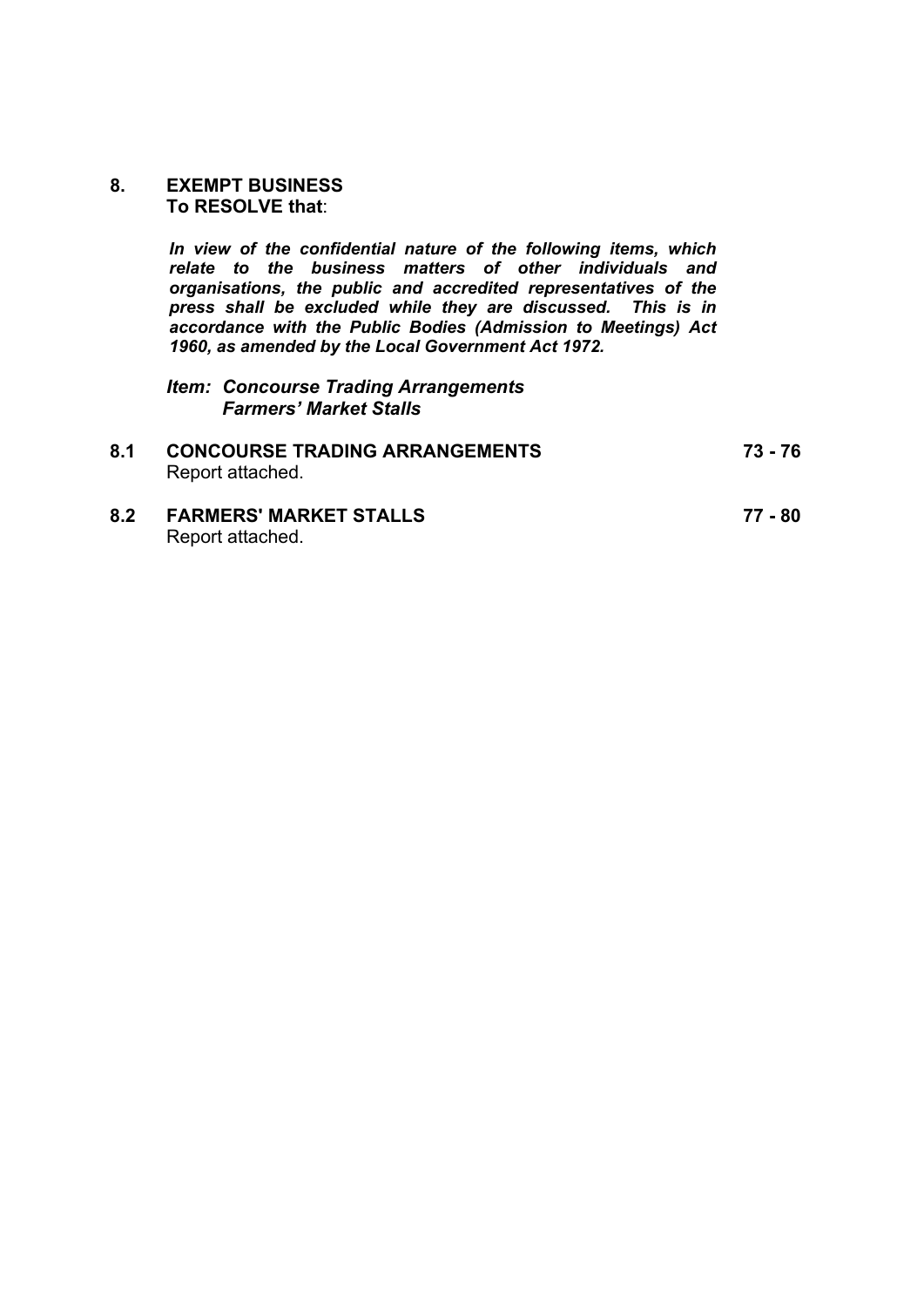## 8. EXEMPT BUSINESS
**To RESOLVE that**:

***In view of the confidential nature of the following items, which relate to the business matters of other individuals and organisations, the public and accredited representatives of the press shall be excluded while they are discussed. This is in accordance with the Public Bodies (Admission to Meetings) Act 1960, as amended by the Local Government Act 1972.***

***Item: Concourse Trading Arrangements***
***Farmers' Market Stalls***

### 8.1 CONCOURSE TRADING ARRANGEMENTS — 73 - 76
Report attached.

### 8.2 FARMERS' MARKET STALLS — 77 - 80
Report attached.